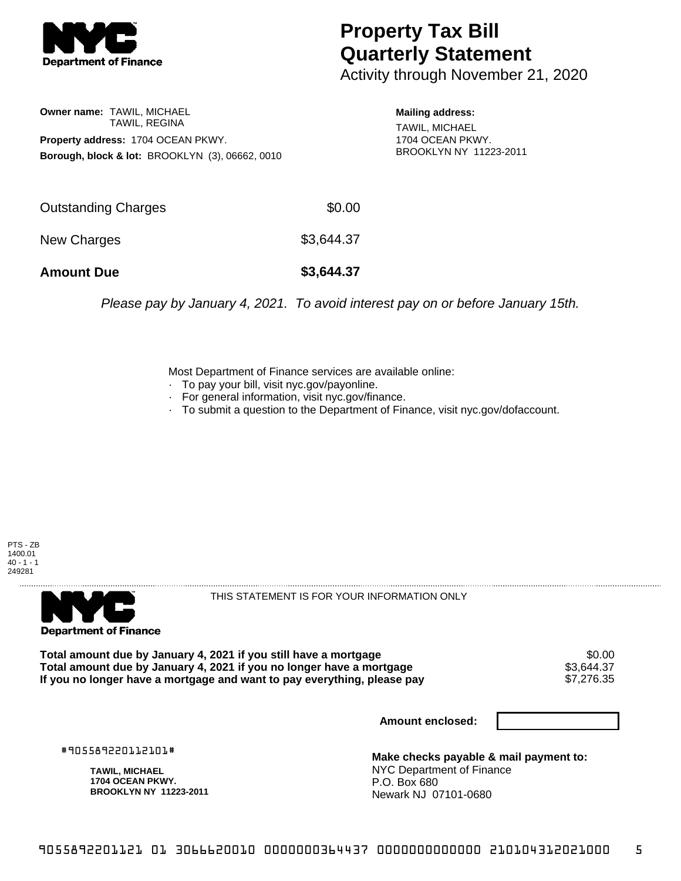**Department of Finance**

# Property Tax Bill Quarterly Statement

Activity through November 21, 2020

**Owner name:** TAWIL, MICHAEL
TAWIL, REGINA

**Property address:** 1704 OCEAN PKWY.

**Borough, block & lot:** BROOKLYN (3), 06662, 0010

**Mailing address:**
TAWIL, MICHAEL
1704 OCEAN PKWY.
BROOKLYN NY 11223-2011

| | |
|---|---|
| Outstanding Charges | $0.00 |
| New Charges | $3,644.37 |
| **Amount Due** | **$3,644.37** |

*Please pay by January 4, 2021. To avoid interest pay on or before January 15th.*

Most Department of Finance services are available online:

- To pay your bill, visit nyc.gov/payonline.
- For general information, visit nyc.gov/finance.
- To submit a question to the Department of Finance, visit nyc.gov/dofaccount.

PTS - ZB
1400.01
40 - 1 - 1
249281

---

**Department of Finance**

THIS STATEMENT IS FOR YOUR INFORMATION ONLY

| | |
|---|---|
| **Total amount due by January 4, 2021 if you still have a mortgage** | $0.00 |
| **Total amount due by January 4, 2021 if you no longer have a mortgage** | $3,644.37 |
| **If you no longer have a mortgage and want to pay everything, please pay** | $7,276.35 |

**Amount enclosed:**

#905589220112101#

**TAWIL, MICHAEL**
**1704 OCEAN PKWY.**
**BROOKLYN NY 11223-2011**

**Make checks payable & mail payment to:**
NYC Department of Finance
P.O. Box 680
Newark NJ 07101-0680

9055892201121 01 3066620010 0000000364437 0000000000000 210104312021000 5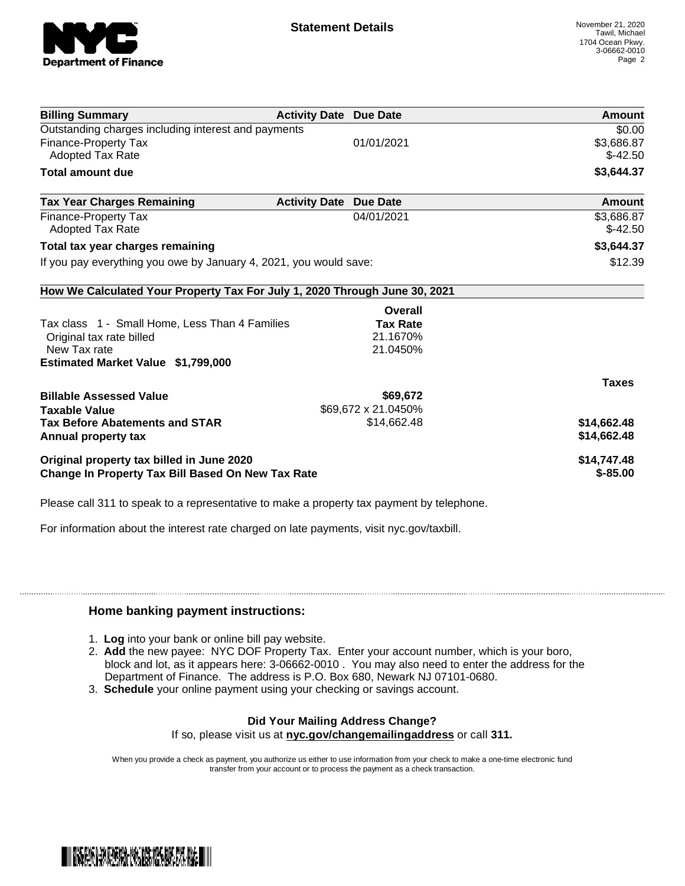Statement Details

November 21, 2020
Tawil, Michael
1704 Ocean Pkwy.
3-06662-0010

| Billing Summary | Activity Date | Due Date | Amount |
|---|---|---|---|
| Outstanding charges including interest and payments | | | $0.00 |
| Finance-Property Tax | | 01/01/2021 | $3,686.87 |
| Adopted Tax Rate | | | $-42.50 |
| **Total amount due** | | | **$3,644.37** |

| Tax Year Charges Remaining | Activity Date | Due Date | Amount |
|---|---|---|---|
| Finance-Property Tax | | 04/01/2021 | $3,686.87 |
| Adopted Tax Rate | | | $-42.50 |
| **Total tax year charges remaining** | | | **$3,644.37** |
| If you pay everything you owe by January 4, 2021, you would save: | | | $12.39 |

**How We Calculated Your Property Tax For July 1, 2020 Through June 30, 2021**

| | Overall Tax Rate | Taxes |
|---|---|---|
| Tax class 1 - Small Home, Less Than 4 Families | | |
| Original tax rate billed | 21.1670% | |
| New Tax rate | 21.0450% | |
| **Estimated Market Value $1,799,000** | | |
| **Billable Assessed Value** | **$69,672** | |
| **Taxable Value** | $69,672 x 21.0450% | |
| **Tax Before Abatements and STAR** | $14,662.48 | **$14,662.48** |
| **Annual property tax** | | **$14,662.48** |
| **Original property tax billed in June 2020** | | **$14,747.48** |
| **Change In Property Tax Bill Based On New Tax Rate** | | **$-85.00** |

Please call 311 to speak to a representative to make a property tax payment by telephone.

For information about the interest rate charged on late payments, visit nyc.gov/taxbill.

## Home banking payment instructions:

1. **Log** into your bank or online bill pay website.
2. **Add** the new payee: NYC DOF Property Tax. Enter your account number, which is your boro, block and lot, as it appears here: 3-06662-0010 . You may also need to enter the address for the Department of Finance. The address is P.O. Box 680, Newark NJ 07101-0680.
3. **Schedule** your online payment using your checking or savings account.

**Did Your Mailing Address Change?**

If so, please visit us at **nyc.gov/changemailingaddress** or call **311.**

When you provide a check as payment, you authorize us either to use information from your check to make a one-time electronic fund transfer from your account or to process the payment as a check transaction.